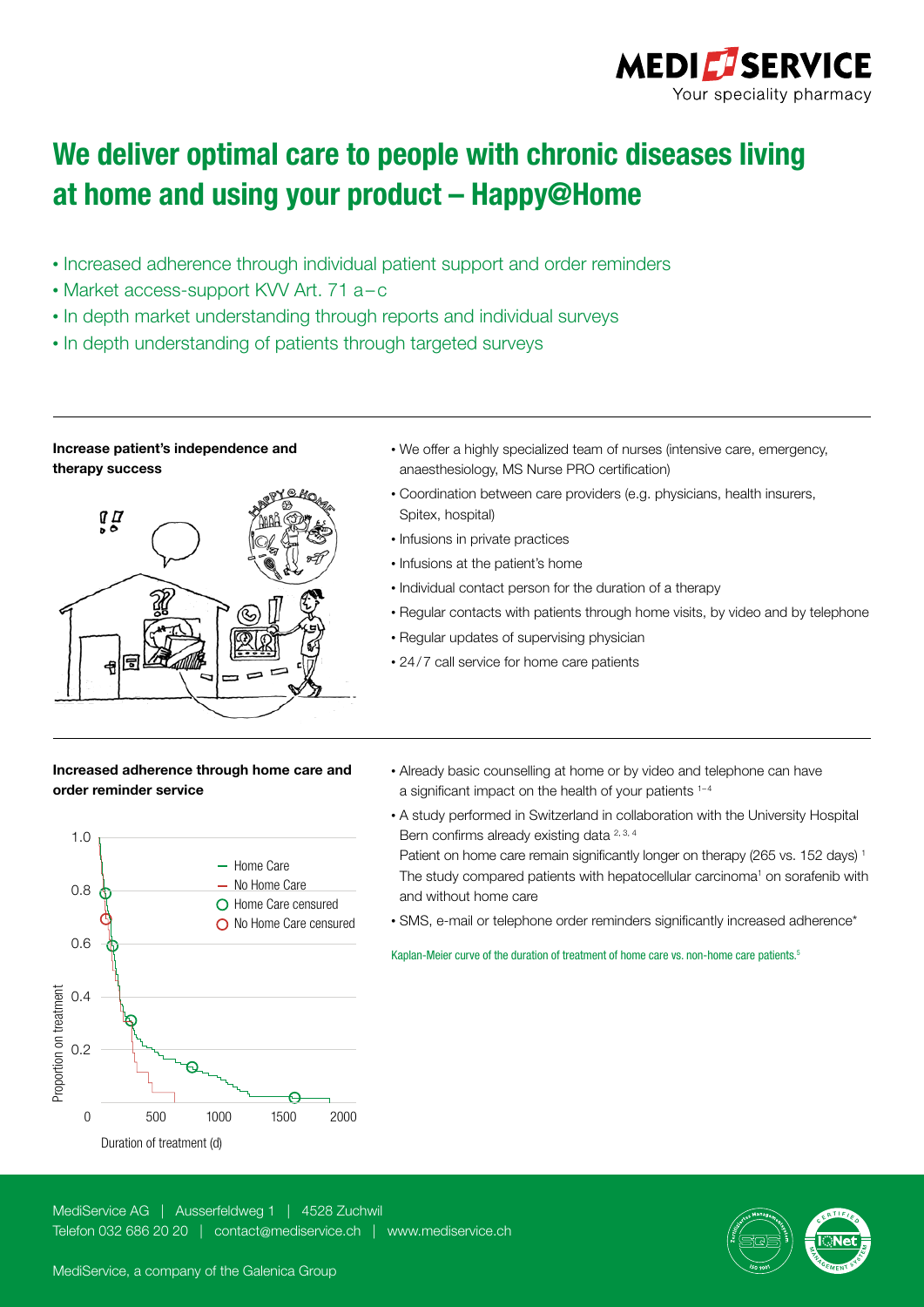MEDI SERVICE
Your speciality pharmacy

# We deliver optimal care to people with chronic diseases living at home and using your product – Happy@Home

- Increased adherence through individual patient support and order reminders
- Market access-support KVV Art. 71 a–c
- In depth market understanding through reports and individual surveys
- In depth understanding of patients through targeted surveys

**Increase patient's independence and therapy success**

- We offer a highly specialized team of nurses (intensive care, emergency, anaesthesiology, MS Nurse PRO certification)
- Coordination between care providers (e.g. physicians, health insurers, Spitex, hospital)
- Infusions in private practices
- Infusions at the patient's home
- Individual contact person for the duration of a therapy
- Regular contacts with patients through home visits, by video and by telephone
- Regular updates of supervising physician
- 24/7 call service for home care patients

**Increased adherence through home care and order reminder service**

- Already basic counselling at home or by video and telephone can have a significant impact on the health of your patients [1–4]
- A study performed in Switzerland in collaboration with the University Hospital Bern confirms already existing data [2, 3, 4]
  Patient on home care remain significantly longer on therapy (265 vs. 152 days) [1]
  The study compared patients with hepatocellular carcinoma[1] on sorafenib with and without home care
- SMS, e-mail or telephone order reminders significantly increased adherence*

Kaplan-Meier curve of the duration of treatment of home care vs. non-home care patients.[5]

MediService AG | Ausserfeldweg 1 | 4528 Zuchwil
Telefon 032 686 20 20 | contact@mediservice.ch | www.mediservice.ch

MediService, a company of the Galenica Group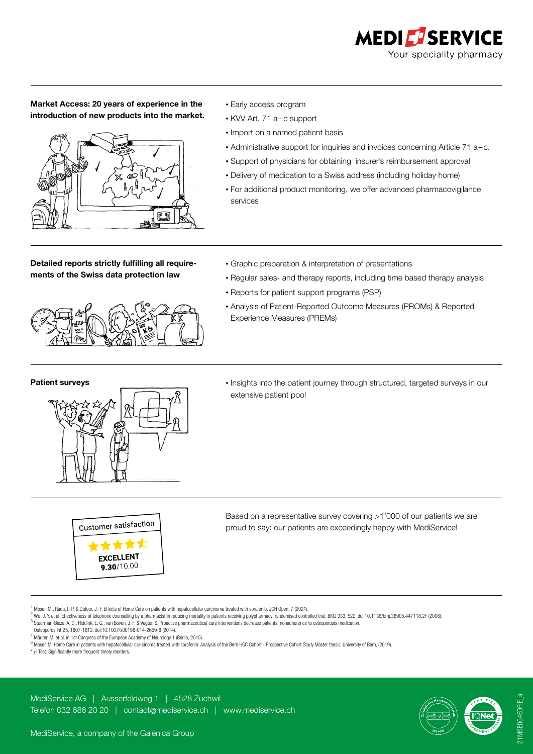MEDI SERVICE
Your speciality pharmacy

**Market Access: 20 years of experience in the introduction of new products into the market.**

- Early access program
- KVV Art. 71 a–c support
- Import on a named patient basis
- Administrative support for inquiries and invoices concerning Article 71 a–c.
- Support of physicians for obtaining insurer's reimbursement approval
- Delivery of medication to a Swiss address (including holiday home)
- For additional product monitoring, we offer advanced pharmacovigilance services

**Detailed reports strictly fulfilling all requirements of the Swiss data protection law**

- Graphic preparation & interpretation of presentations
- Regular sales- and therapy reports, including time based therapy analysis
- Reports for patient support programs (PSP)
- Analysis of Patient-Reported Outcome Measures (PROMs) & Reported Experience Measures (PREMs)

**Patient surveys**

- Insights into the patient journey through structured, targeted surveys in our extensive patient pool

Customer satisfaction
EXCELLENT
9.30/10.00

Based on a representative survey covering >1'000 of our patients we are proud to say: our patients are exceedingly happy with MediService!

[1] Moser, M., Radu, I.-P. & Dufour, J.-F. Effects of Home Care on patients with hepatocellular carcinoma treated with sorafenib. JGH Open, 7 (2021).
[2] Wu, J. Y. et al. Effectiveness of telephone counselling by a pharmacist in reducing mortality in patients receiving polypharmacy: randomised controlled trial. BMJ 333, 522, doi:10.1136/bmj.38905.447118.2F (2006).
[3] Stuurman-Bieze, A. G., Hiddink, E. G., van Boven, J. F. & Vegter, S. Proactive pharmaceutical care interventions decrease patients' nonadherence to osteoporosis medication. Osteoporos Int 25, 1807-1812, doi:10.1007/s00198-014-2659-8 (2014).
[4] Mäurer, M. et al. in 1st Congress of the European Academy of Neurology 1 (Berlin, 2015).
[5] Moser, M. Home Care in patients with hepatocellular car-cinoma treated with sorafenib: Analysis of the Bern HCC Cohort - Prospective Cohort Study Master thesis, University of Bern, (2019).
* $\chi^2$ Test: Significantly more frequent timely reorders.

MediService AG | Ausserfeldweg 1 | 4528 Zuchwil
Telefon 032 686 20 20 | contact@mediservice.ch | www.mediservice.ch

MediService, a company of the Galenica Group

21MSE0046DFIE_a